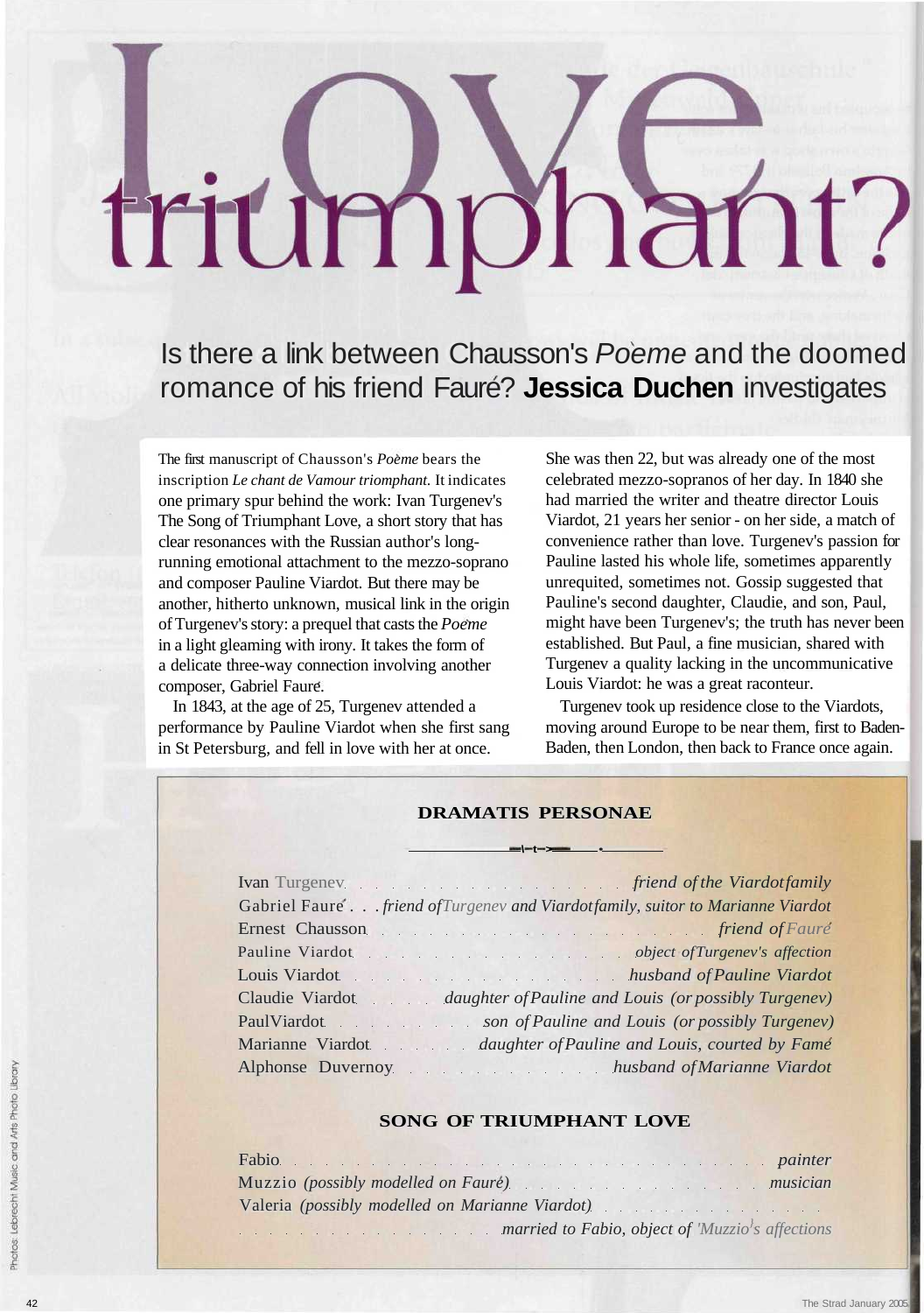# Love triumphant?

## Is there a link between Chausson's *Poème* and the doomed romance of his friend Fauré? **Jessica Duchen** investigates

The first manuscript of Chausson's *Poème* bears the inscription *Le chant de l'amour triomphant.* It indicates one primary spur behind the work: Ivan Turgenev's The Song of Triumphant Love, a short story that has clear resonances with the Russian author's long-running emotional attachment to the mezzo-soprano and composer Pauline Viardot. But there may be another, hitherto unknown, musical link in the origin of Turgenev's story: a prequel that casts the *Poème* in a light gleaming with irony. It takes the form of a delicate three-way connection involving another composer, Gabriel Fauré.

In 1843, at the age of 25, Turgenev attended a performance by Pauline Viardot when she first sang in St Petersburg, and fell in love with her at once. She was then 22, but was already one of the most celebrated mezzo-sopranos of her day. In 1840 she had married the writer and theatre director Louis Viardot, 21 years her senior - on her side, a match of convenience rather than love. Turgenev's passion for Pauline lasted his whole life, sometimes apparently unrequited, sometimes not. Gossip suggested that Pauline's second daughter, Claudie, and son, Paul, might have been Turgenev's; the truth has never been established. But Paul, a fine musician, shared with Turgenev a quality lacking in the uncommunicative Louis Viardot: he was a great raconteur.

Turgenev took up residence close to the Viardots, moving around Europe to be near them, first to Baden-Baden, then London, then back to France once again.

### DRAMATIS PERSONAE

Ivan Turgenev . . . *friend of the Viardot family*
Gabriel Fauré . . . *friend of Turgenev and Viardot family, suitor to Marianne Viardot*
Ernest Chausson . . . *friend of Fauré*
Pauline Viardot . . . *object of Turgenev's affection*
Louis Viardot . . . *husband of Pauline Viardot*
Claudie Viardot . . . *daughter of Pauline and Louis (or possibly Turgenev)*
Paul Viardot . . . *son of Pauline and Louis (or possibly Turgenev)*
Marianne Viardot . . . *daughter of Pauline and Louis, courted by Fauré*
Alphonse Duvernoy . . . *husband of Marianne Viardot*

### SONG OF TRIUMPHANT LOVE

Fabio . . . *painter*
Muzzio *(possibly modelled on Fauré)* . . . *musician*
Valeria *(possibly modelled on Marianne Viardot)* . . . *married to Fabio, object of 'Muzzio's affections*

Photos: Lebrecht Music and Arts Photo Library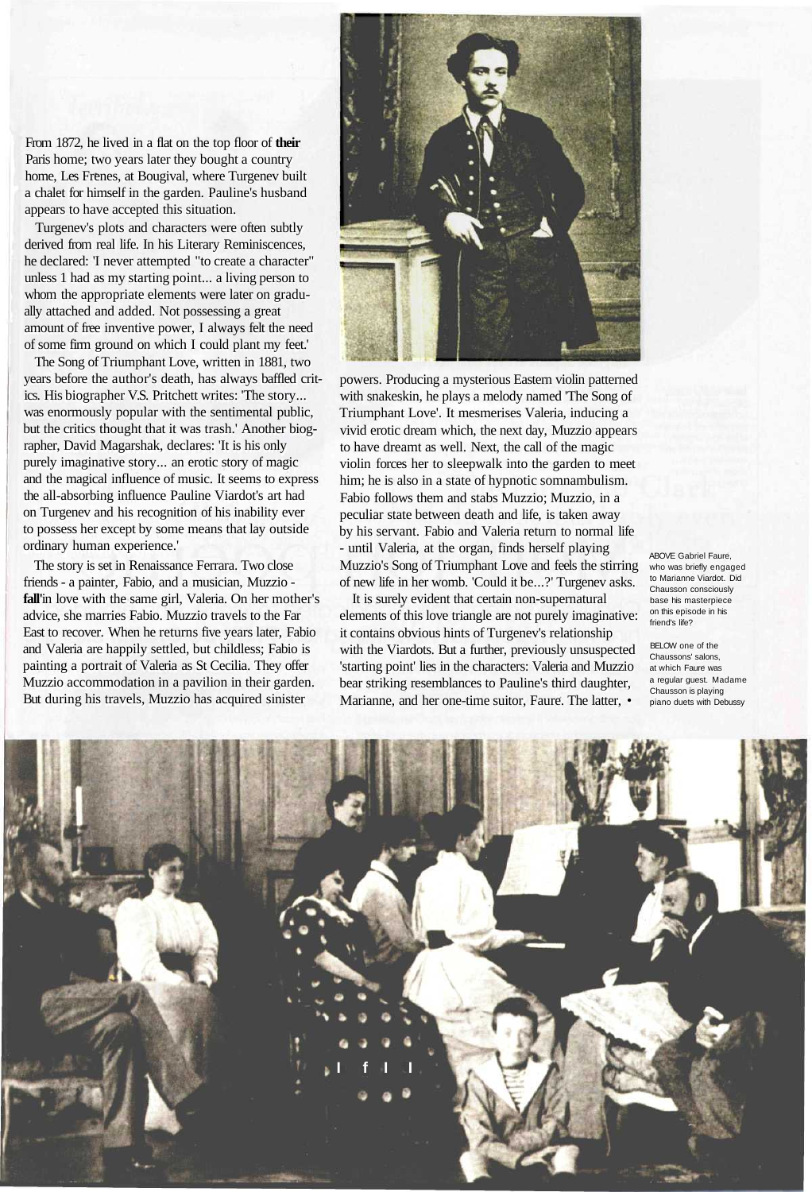From 1872, he lived in a flat on the top floor of **their** Paris home; two years later they bought a country home, Les Frenes, at Bougival, where Turgenev built a chalet for himself in the garden. Pauline's husband appears to have accepted this situation.

Turgenev's plots and characters were often subtly derived from real life. In his Literary Reminiscences, he declared: 'I never attempted "to create a character" unless 1 had as my starting point... a living person to whom the appropriate elements were later on gradually attached and added. Not possessing a great amount of free inventive power, I always felt the need of some firm ground on which I could plant my feet.'

The Song of Triumphant Love, written in 1881, two years before the author's death, has always baffled critics. His biographer V.S. Pritchett writes: 'The story... was enormously popular with the sentimental public, but the critics thought that it was trash.' Another biographer, David Magarshak, declares: 'It is his only purely imaginative story... an erotic story of magic and the magical influence of music. It seems to express the all-absorbing influence Pauline Viardot's art had on Turgenev and his recognition of his inability ever to possess her except by some means that lay outside ordinary human experience.'

The story is set in Renaissance Ferrara. Two close friends - a painter, Fabio, and a musician, Muzzio - **fall**'in love with the same girl, Valeria. On her mother's advice, she marries Fabio. Muzzio travels to the Far East to recover. When he returns five years later, Fabio and Valeria are happily settled, but childless; Fabio is painting a portrait of Valeria as St Cecilia. They offer Muzzio accommodation in a pavilion in their garden. But during his travels, Muzzio has acquired sinister powers. Producing a mysterious Eastern violin patterned with snakeskin, he plays a melody named 'The Song of Triumphant Love'. It mesmerises Valeria, inducing a vivid erotic dream which, the next day, Muzzio appears to have dreamt as well. Next, the call of the magic violin forces her to sleepwalk into the garden to meet him; he is also in a state of hypnotic somnambulism. Fabio follows them and stabs Muzzio; Muzzio, in a peculiar state between death and life, is taken away by his servant. Fabio and Valeria return to normal life - until Valeria, at the organ, finds herself playing Muzzio's Song of Triumphant Love and feels the stirring of new life in her womb. 'Could it be...?' Turgenev asks.

It is surely evident that certain non-supernatural elements of this love triangle are not purely imaginative: it contains obvious hints of Turgenev's relationship with the Viardots. But a further, previously unsuspected 'starting point' lies in the characters: Valeria and Muzzio bear striking resemblances to Pauline's third daughter, Marianne, and her one-time suitor, Faure. The latter, •

ABOVE Gabriel Faure, who was briefly engaged to Marianne Viardot. Did Chausson consciously base his masterpiece on this episode in his friend's life?

BELOW one of the Chaussons' salons, at which Faure was a regular guest. Madame Chausson is playing piano duets with Debussy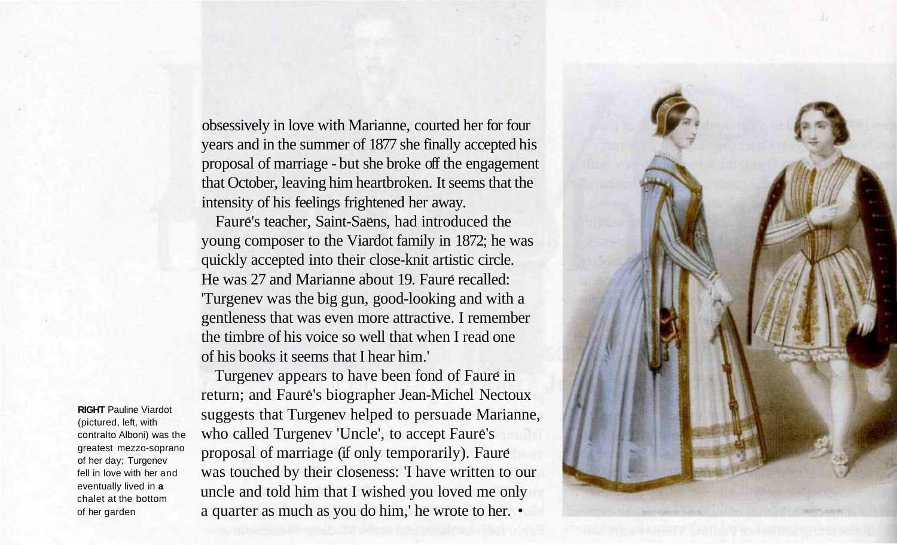obsessively in love with Marianne, courted her for four years and in the summer of 1877 she finally accepted his proposal of marriage - but she broke off the engagement that October, leaving him heartbroken. It seems that the intensity of his feelings frightened her away.

Fauré's teacher, Saint-Saëns, had introduced the young composer to the Viardot family in 1872; he was quickly accepted into their close-knit artistic circle. He was 27 and Marianne about 19. Fauré recalled: 'Turgenev was the big gun, good-looking and with a gentleness that was even more attractive. I remember the timbre of his voice so well that when I read one of his books it seems that I hear him.'

Turgenev appears to have been fond of Fauré in return; and Fauré's biographer Jean-Michel Nectoux suggests that Turgenev helped to persuade Marianne, who called Turgenev 'Uncle', to accept Fauré's proposal of marriage (if only temporarily). Fauré was touched by their closeness: 'I have written to our uncle and told him that I wished you loved me only a quarter as much as you do him,' he wrote to her. •

**RIGHT** Pauline Viardot (pictured, left, with contralto Alboni) was the greatest mezzo-soprano of her day; Turgenev fell in love with her and eventually lived in **a** chalet at the bottom of her garden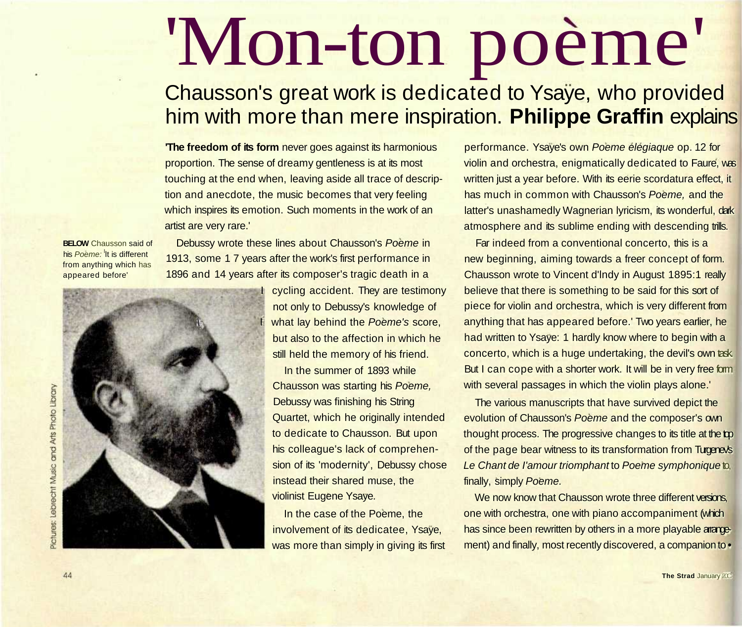# 'Mon-ton poème'

## Chausson's great work is dedicated to Ysaÿe, who provided him with more than mere inspiration. **Philippe Graffin** explains

**'The freedom of its form** never goes against its harmonious proportion. The sense of dreamy gentleness is at its most touching at the end when, leaving aside all trace of description and anecdote, the music becomes that very feeling which inspires its emotion. Such moments in the work of an artist are very rare.'

Debussy wrote these lines about Chausson's *Poème* in 1913, some 17 years after the work's first performance in 1896 and 14 years after its composer's tragic death in a cycling accident. They are testimony not only to Debussy's knowledge of what lay behind the *Poème's* score, but also to the affection in which he still held the memory of his friend.

In the summer of 1893 while Chausson was starting his *Poème,* Debussy was finishing his String Quartet, which he originally intended to dedicate to Chausson. But upon his colleague's lack of comprehension of its 'modernity', Debussy chose instead their shared muse, the violinist Eugène Ysaÿe.

In the case of the Poème, the involvement of its dedicatee, Ysaÿe, was more than simply in giving its first performance. Ysaÿe's own *Poème élégiaque* op. 12 for violin and orchestra, enigmatically dedicated to Fauré, was written just a year before. With its eerie scordatura effect, it has much in common with Chausson's *Poème,* and the latter's unashamedly Wagnerian lyricism, its wonderful, dark atmosphere and its sublime ending with descending trills.

Far indeed from a conventional concerto, this is a new beginning, aiming towards a freer concept of form. Chausson wrote to Vincent d'Indy in August 1895: 'I really believe that there is something to be said for this sort of piece for violin and orchestra, which is very different from anything that has appeared before.' Two years earlier, he had written to Ysaÿe: 'I hardly know where to begin with a concerto, which is a huge undertaking, the devil's own task. But I can cope with a shorter work. It will be in very free form with several passages in which the violin plays alone.'

The various manuscripts that have survived depict the evolution of Chausson's *Poème* and the composer's own thought process. The progressive changes to its title at the top of the page bear witness to its transformation from Turgenev's *Le Chant de l'amour triomphant* to *Poème symphonique* to, finally, simply *Poème.*

We now know that Chausson wrote three different versions, one with orchestra, one with piano accompaniment (which has since been rewritten by others in a more playable arrangement) and finally, most recently discovered, a companion to ▸

**BELOW** Chausson said of his *Poème:* 'It is different from anything which has appeared before'

Pictures: Lebrecht Music and Arts Photo Library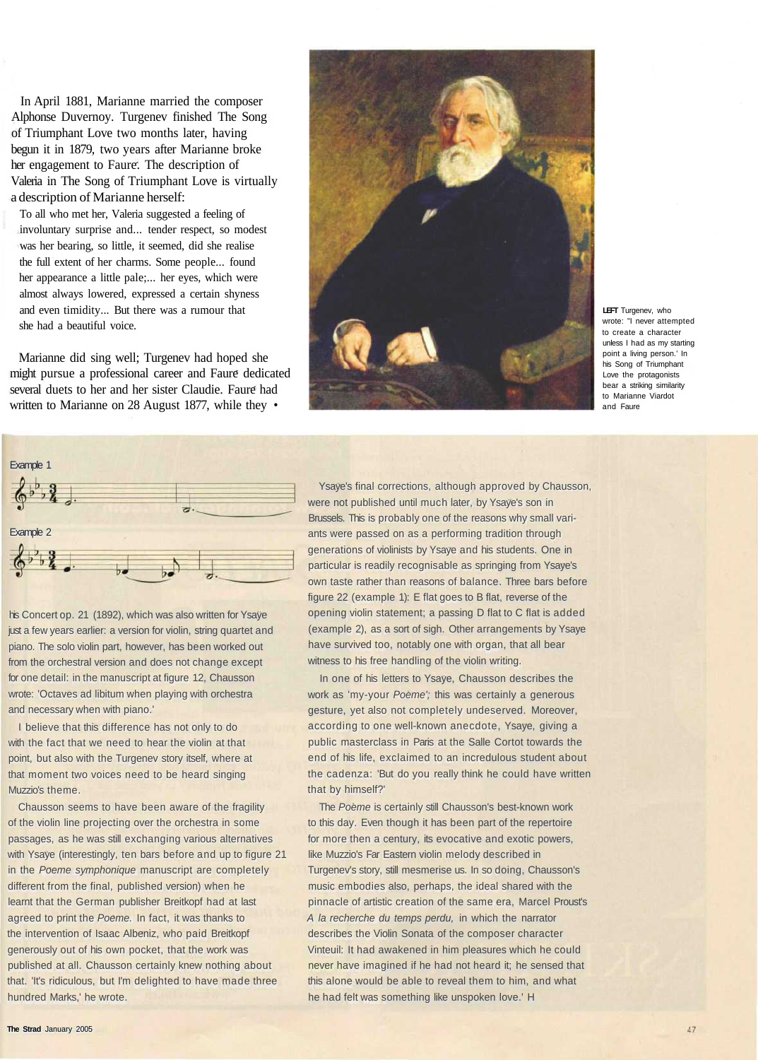In April 1881, Marianne married the composer Alphonse Duvernoy. Turgenev finished The Song of Triumphant Love two months later, having begun it in 1879, two years after Marianne broke her engagement to Fauré. The description of Valeria in The Song of Triumphant Love is virtually a description of Marianne herself:

> To all who met her, Valeria suggested a feeling of involuntary surprise and... tender respect, so modest was her bearing, so little, it seemed, did she realise the full extent of her charms. Some people... found her appearance a little pale;... her eyes, which were almost always lowered, expressed a certain shyness and even timidity... But there was a rumour that she had a beautiful voice.

Marianne did sing well; Turgenev had hoped she might pursue a professional career and Fauré dedicated several duets to her and her sister Claudie. Fauré had written to Marianne on 28 August 1877, while they •

LEFT Turgenev, who wrote: "I never attempted to create a character unless I had as my starting point a living person.' In his Song of Triumphant Love the protagonists bear a striking similarity to Marianne Viardot and Faure

Example 1

Example 2

his Concert op. 21 (1892), which was also written for Ysaÿe just a few years earlier: a version for violin, string quartet and piano. The solo violin part, however, has been worked out from the orchestral version and does not change except for one detail: in the manuscript at figure 12, Chausson wrote: 'Octaves ad libitum when playing with orchestra and necessary when with piano.'

I believe that this difference has not only to do with the fact that we need to hear the violin at that point, but also with the Turgenev story itself, where at that moment two voices need to be heard singing Muzzio's theme.

Chausson seems to have been aware of the fragility of the violin line projecting over the orchestra in some passages, as he was still exchanging various alternatives with Ysaÿe (interestingly, ten bars before and up to figure 21 in the *Poeme symphonique* manuscript are completely different from the final, published version) when he learnt that the German publisher Breitkopf had at last agreed to print the *Poeme.* In fact, it was thanks to the intervention of Isaac Albeniz, who paid Breitkopf generously out of his own pocket, that the work was published at all. Chausson certainly knew nothing about that. 'It's ridiculous, but I'm delighted to have made three hundred Marks,' he wrote.

Ysaÿe's final corrections, although approved by Chausson, were not published until much later, by Ysaÿe's son in Brussels. This is probably one of the reasons why small variants were passed on as a performing tradition through generations of violinists by Ysaye and his students. One in particular is readily recognisable as springing from Ysaÿe's own taste rather than reasons of balance. Three bars before figure 22 (example 1): E flat goes to B flat, reverse of the opening violin statement; a passing D flat to C flat is added (example 2), as a sort of sigh. Other arrangements by Ysaye have survived too, notably one with organ, that all bear witness to his free handling of the violin writing.

In one of his letters to Ysaye, Chausson describes the work as 'my-your *Poème';* this was certainly a generous gesture, yet also not completely undeserved. Moreover, according to one well-known anecdote, Ysaye, giving a public masterclass in Paris at the Salle Cortot towards the end of his life, exclaimed to an incredulous student about the cadenza: 'But do you really think he could have written that by himself?'

The *Poème* is certainly still Chausson's best-known work to this day. Even though it has been part of the repertoire for more then a century, its evocative and exotic powers, like Muzzio's Far Eastern violin melody described in Turgenev's story, still mesmerise us. In so doing, Chausson's music embodies also, perhaps, the ideal shared with the pinnacle of artistic creation of the same era, Marcel Proust's *A la recherche du temps perdu,* in which the narrator describes the Violin Sonata of the composer character Vinteuil: It had awakened in him pleasures which he could never have imagined if he had not heard it; he sensed that this alone would be able to reveal them to him, and what he had felt was something like unspoken love.' H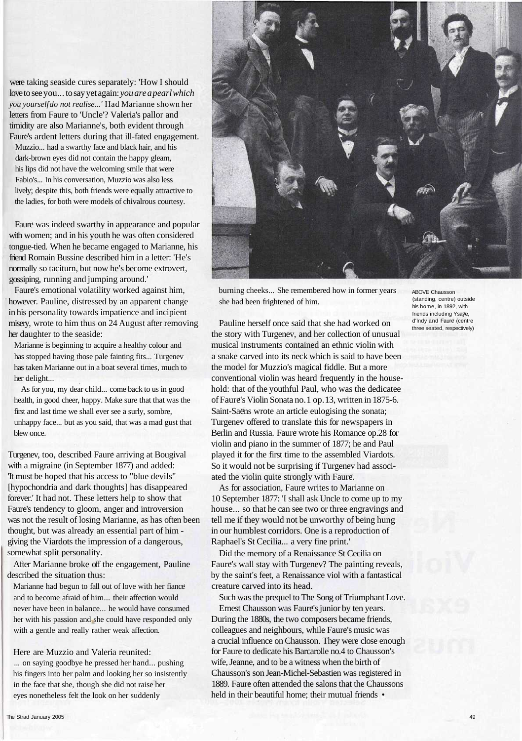were taking seaside cures separately: 'How I should love to see you... to say yet again: *you are a pearl which you yourself do not realise...'* Had Marianne shown her letters from Faure to 'Uncle'? Valeria's pallor and timidity are also Marianne's, both evident through Faure's ardent letters during that ill-fated engagement.

> Muzzio... had a swarthy face and black hair, and his dark-brown eyes did not contain the happy gleam, his lips did not have the welcoming smile that were Fabio's... In his conversation, Muzzio was also less lively; despite this, both friends were equally attractive to the ladies, for both were models of chivalrous courtesy.

Faure was indeed swarthy in appearance and popular with women; and in his youth he was often considered tongue-tied. When he became engaged to Marianne, his friend Romain Bussine described him in a letter: 'He's normally so taciturn, but now he's become extrovert, gossiping, running and jumping around.'

Faure's emotional volatility worked against him, however. Pauline, distressed by an apparent change in his personality towards impatience and incipient misery, wrote to him thus on 24 August after removing her daughter to the seaside:

> Marianne is beginning to acquire a healthy colour and has stopped having those pale fainting fits... Turgenev has taken Marianne out in a boat several times, much to her delight...
>
> As for you, my dear child... come back to us in good health, in good cheer, happy. Make sure that that was the first and last time we shall ever see a surly, sombre, unhappy face... but as you said, that was a mad gust that blew once.

Turgenev, too, described Faure arriving at Bougival with a migraine (in September 1877) and added: 'It must be hoped that his access to "blue devils" [hypochondria and dark thoughts] has disappeared forever.' It had not. These letters help to show that Faure's tendency to gloom, anger and introversion was not the result of losing Marianne, as has often been thought, but was already an essential part of him - giving the Viardots the impression of a dangerous, somewhat split personality.

After Marianne broke off the engagement, Pauline described the situation thus:

> Marianne had begun to fall out of love with her fiancé and to become afraid of him... their affection would never have been in balance... he would have consumed her with his passion and she could have responded only with a gentle and really rather weak affection.

Here are Muzzio and Valeria reunited:

> ... on saying goodbye he pressed her hand... pushing his fingers into her palm and looking her so insistently in the face that she, though she did not raise her eyes nonetheless felt the look on her suddenly burning cheeks... She remembered how in former years she had been frightened of him.

Pauline herself once said that she had worked on the story with Turgenev, and her collection of unusual musical instruments contained an ethnic violin with a snake carved into its neck which is said to have been the model for Muzzio's magical fiddle. But a more conventional violin was heard frequently in the household: that of the youthful Paul, who was the dedicatee of Fauré's Violin Sonata no.1 op.13, written in 1875-6. Saint-Saëns wrote an article eulogising the sonata; Turgenev offered to translate this for newspapers in Berlin and Russia. Fauré wrote his Romance op.28 for violin and piano in the summer of 1877; he and Paul played it for the first time to the assembled Viardots. So it would not be surprising if Turgenev had associated the violin quite strongly with Fauré.

As for association, Fauré writes to Marianne on 10 September 1877: 'I shall ask Uncle to come up to my house... so that he can see two or three engravings and tell me if they would not be unworthy of being hung in our humblest corridors. One is a reproduction of Raphael's St Cecilia... a very fine print.'

Did the memory of a Renaissance St Cecilia on Faure's wall stay with Turgenev? The painting reveals, by the saint's feet, a Renaissance viol with a fantastical creature carved into its head.

Such was the prequel to The Song of Triumphant Love.

Ernest Chausson was Fauré's junior by ten years. During the 1880s, the two composers became friends, colleagues and neighbours, while Fauré's music was a crucial influence on Chausson. They were close enough for Fauré to dedicate his Barcarolle no.4 to Chausson's wife, Jeanne, and to be a witness when the birth of Chausson's son Jean-Michel-Sebastien was registered in 1889. Fauré often attended the salons that the Chaussons held in their beautiful home; their mutual friends •

ABOVE Chausson (standing, centre) outside his home, in 1892, with friends including Ysaye, d'Indy and Fauré (centre three seated, respectively)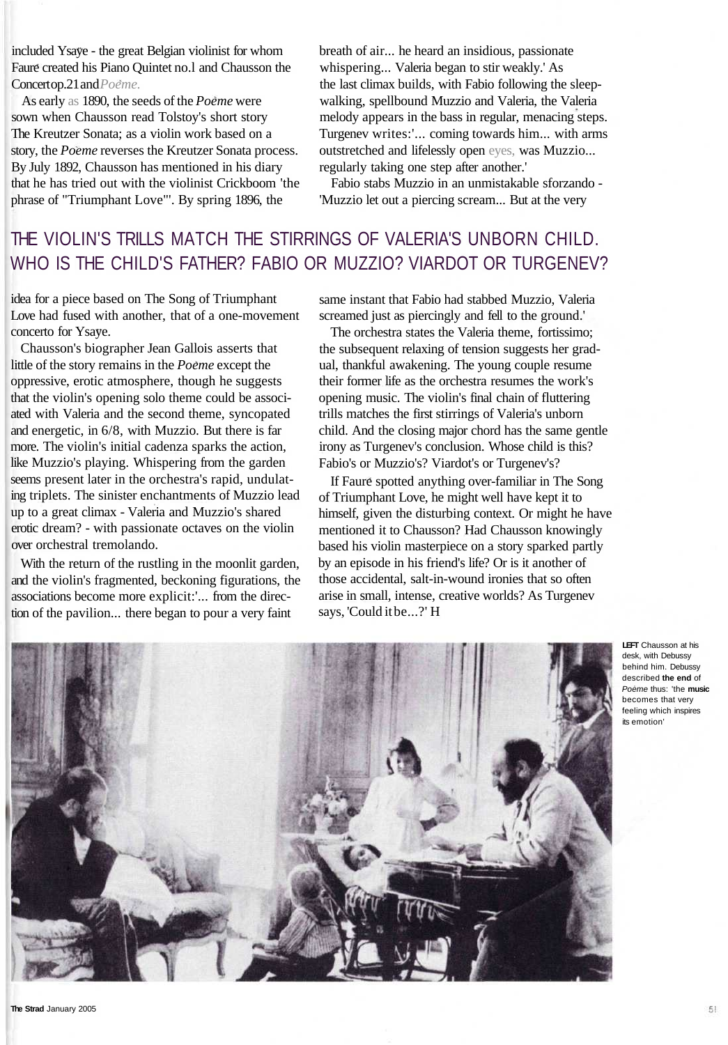included Ysaÿe - the great Belgian violinist for whom Fauré created his Piano Quintet no.1 and Chausson the Concert op.21 and *Poème*.

As early as 1890, the seeds of the *Poème* were sown when Chausson read Tolstoy's short story The Kreutzer Sonata; as a violin work based on a story, the *Poème* reverses the Kreutzer Sonata process. By July 1892, Chausson has mentioned in his diary that he has tried out with the violinist Crickboom 'the phrase of "Triumphant Love"'. By spring 1896, the idea for a piece based on The Song of Triumphant Love had fused with another, that of a one-movement concerto for Ysaye.

Chausson's biographer Jean Gallois asserts that little of the story remains in the *Poème* except the oppressive, erotic atmosphere, though he suggests that the violin's opening solo theme could be associated with Valeria and the second theme, syncopated and energetic, in 6/8, with Muzzio. But there is far more. The violin's initial cadenza sparks the action, like Muzzio's playing. Whispering from the garden seems present later in the orchestra's rapid, undulating triplets. The sinister enchantments of Muzzio lead up to a great climax - Valeria and Muzzio's shared erotic dream? - with passionate octaves on the violin over orchestral tremolando.

With the return of the rustling in the moonlit garden, and the violin's fragmented, beckoning figurations, the associations become more explicit:'... from the direction of the pavilion... there began to pour a very faint breath of air... he heard an insidious, passionate whispering... Valeria began to stir weakly.' As the last climax builds, with Fabio following the sleepwalking, spellbound Muzzio and Valeria, the Valeria melody appears in the bass in regular, menacing steps. Turgenev writes:'... coming towards him... with arms outstretched and lifelessly open eyes, was Muzzio... regularly taking one step after another.'

Fabio stabs Muzzio in an unmistakable sforzando - 'Muzzio let out a piercing scream... But at the very same instant that Fabio had stabbed Muzzio, Valeria screamed just as piercingly and fell to the ground.'

## THE VIOLIN'S TRILLS MATCH THE STIRRINGS OF VALERIA'S UNBORN CHILD. WHO IS THE CHILD'S FATHER? FABIO OR MUZZIO? VIARDOT OR TURGENEV?

The orchestra states the Valeria theme, fortissimo; the subsequent relaxing of tension suggests her gradual, thankful awakening. The young couple resume their former life as the orchestra resumes the work's opening music. The violin's final chain of fluttering trills matches the first stirrings of Valeria's unborn child. And the closing major chord has the same gentle irony as Turgenev's conclusion. Whose child is this? Fabio's or Muzzio's? Viardot's or Turgenev's?

If Fauré spotted anything over-familiar in The Song of Triumphant Love, he might well have kept it to himself, given the disturbing context. Or might he have mentioned it to Chausson? Had Chausson knowingly based his violin masterpiece on a story sparked partly by an episode in his friend's life? Or is it another of those accidental, salt-in-wound ironies that so often arise in small, intense, creative worlds? As Turgenev says, 'Could it be...?'

**LEFT** Chausson at his desk, with Debussy behind him. Debussy described **the end** of *Poème* thus: 'the **music** becomes that very feeling which inspires its emotion'